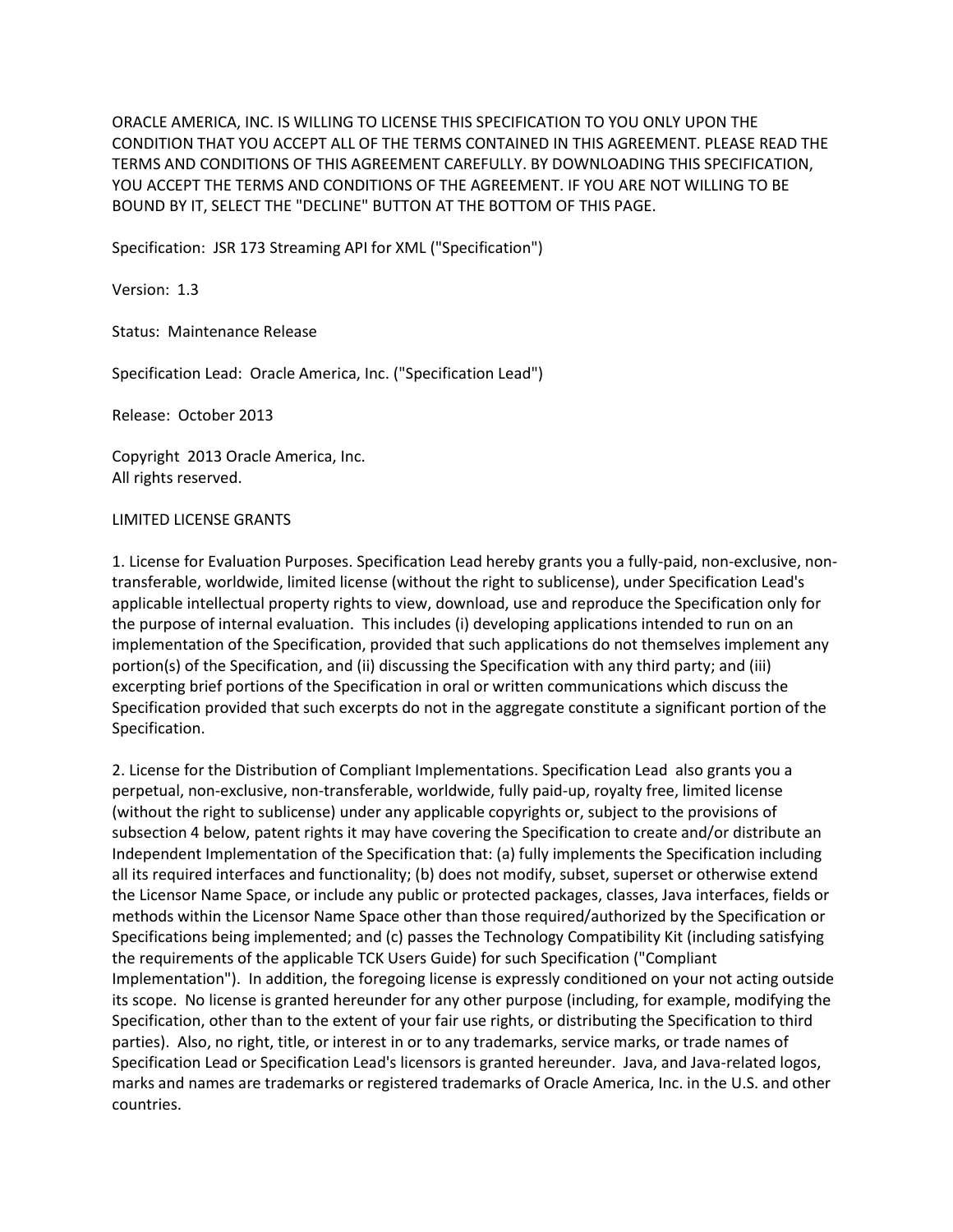ORACLE AMERICA, INC. IS WILLING TO LICENSE THIS SPECIFICATION TO YOU ONLY UPON THE CONDITION THAT YOU ACCEPT ALL OF THE TERMS CONTAINED IN THIS AGREEMENT. PLEASE READ THE TERMS AND CONDITIONS OF THIS AGREEMENT CAREFULLY. BY DOWNLOADING THIS SPECIFICATION, YOU ACCEPT THE TERMS AND CONDITIONS OF THE AGREEMENT. IF YOU ARE NOT WILLING TO BE BOUND BY IT, SELECT THE "DECLINE" BUTTON AT THE BOTTOM OF THIS PAGE.

Specification: JSR 173 Streaming API for XML ("Specification")

Version: 1.3

Status: Maintenance Release

Specification Lead: Oracle America, Inc. ("Specification Lead")

Release: October 2013

Copyright 2013 Oracle America, Inc.
All rights reserved.

LIMITED LICENSE GRANTS

1. License for Evaluation Purposes. Specification Lead hereby grants you a fully-paid, non-exclusive, non-transferable, worldwide, limited license (without the right to sublicense), under Specification Lead's applicable intellectual property rights to view, download, use and reproduce the Specification only for the purpose of internal evaluation. This includes (i) developing applications intended to run on an implementation of the Specification, provided that such applications do not themselves implement any portion(s) of the Specification, and (ii) discussing the Specification with any third party; and (iii) excerpting brief portions of the Specification in oral or written communications which discuss the Specification provided that such excerpts do not in the aggregate constitute a significant portion of the Specification.

2. License for the Distribution of Compliant Implementations. Specification Lead also grants you a perpetual, non-exclusive, non-transferable, worldwide, fully paid-up, royalty free, limited license (without the right to sublicense) under any applicable copyrights or, subject to the provisions of subsection 4 below, patent rights it may have covering the Specification to create and/or distribute an Independent Implementation of the Specification that: (a) fully implements the Specification including all its required interfaces and functionality; (b) does not modify, subset, superset or otherwise extend the Licensor Name Space, or include any public or protected packages, classes, Java interfaces, fields or methods within the Licensor Name Space other than those required/authorized by the Specification or Specifications being implemented; and (c) passes the Technology Compatibility Kit (including satisfying the requirements of the applicable TCK Users Guide) for such Specification ("Compliant Implementation"). In addition, the foregoing license is expressly conditioned on your not acting outside its scope. No license is granted hereunder for any other purpose (including, for example, modifying the Specification, other than to the extent of your fair use rights, or distributing the Specification to third parties). Also, no right, title, or interest in or to any trademarks, service marks, or trade names of Specification Lead or Specification Lead's licensors is granted hereunder. Java, and Java-related logos, marks and names are trademarks or registered trademarks of Oracle America, Inc. in the U.S. and other countries.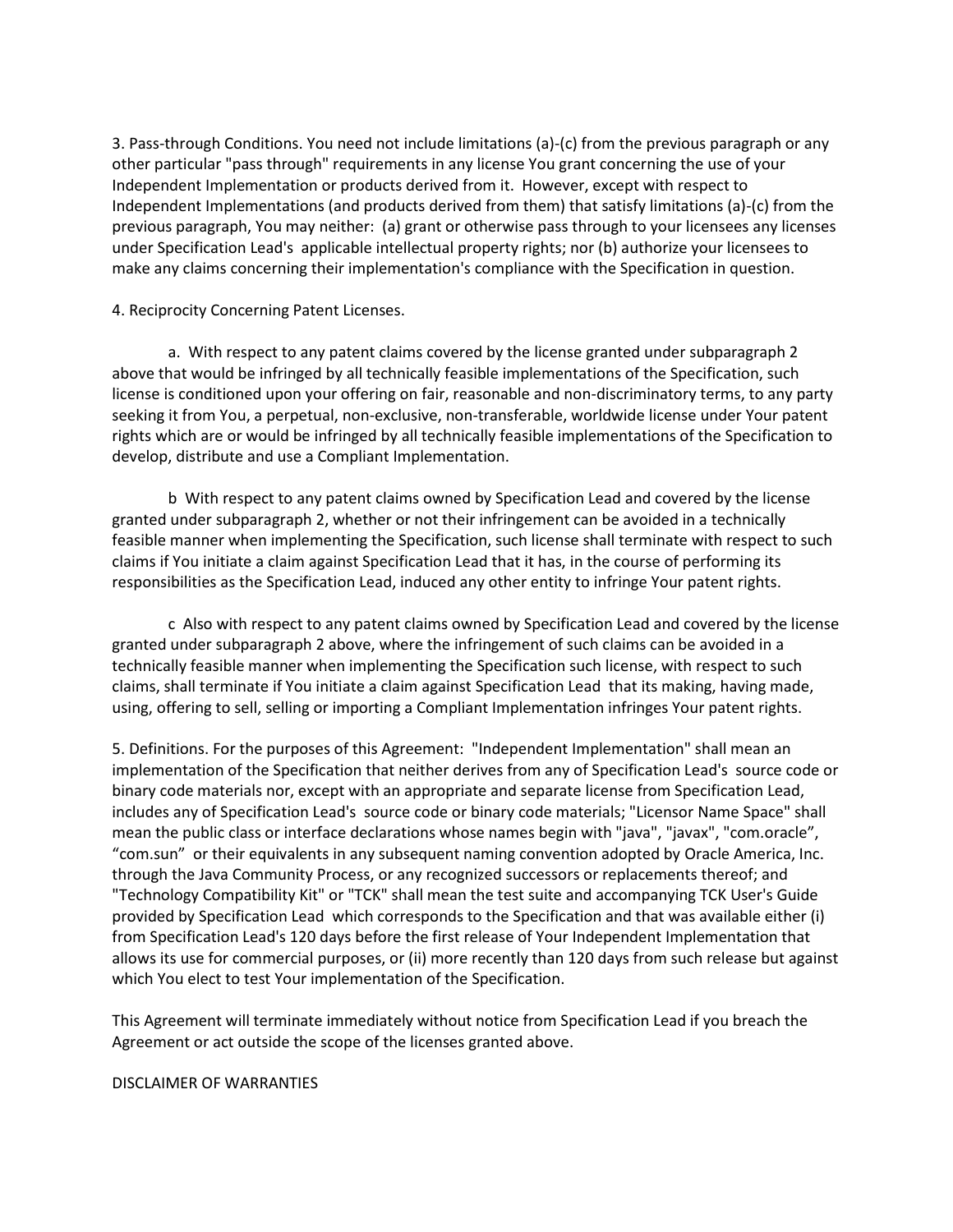3. Pass-through Conditions. You need not include limitations (a)-(c) from the previous paragraph or any other particular "pass through" requirements in any license You grant concerning the use of your Independent Implementation or products derived from it. However, except with respect to Independent Implementations (and products derived from them) that satisfy limitations (a)-(c) from the previous paragraph, You may neither: (a) grant or otherwise pass through to your licensees any licenses under Specification Lead's applicable intellectual property rights; nor (b) authorize your licensees to make any claims concerning their implementation's compliance with the Specification in question.

4. Reciprocity Concerning Patent Licenses.

a. With respect to any patent claims covered by the license granted under subparagraph 2 above that would be infringed by all technically feasible implementations of the Specification, such license is conditioned upon your offering on fair, reasonable and non-discriminatory terms, to any party seeking it from You, a perpetual, non-exclusive, non-transferable, worldwide license under Your patent rights which are or would be infringed by all technically feasible implementations of the Specification to develop, distribute and use a Compliant Implementation.

b With respect to any patent claims owned by Specification Lead and covered by the license granted under subparagraph 2, whether or not their infringement can be avoided in a technically feasible manner when implementing the Specification, such license shall terminate with respect to such claims if You initiate a claim against Specification Lead that it has, in the course of performing its responsibilities as the Specification Lead, induced any other entity to infringe Your patent rights.

c Also with respect to any patent claims owned by Specification Lead and covered by the license granted under subparagraph 2 above, where the infringement of such claims can be avoided in a technically feasible manner when implementing the Specification such license, with respect to such claims, shall terminate if You initiate a claim against Specification Lead that its making, having made, using, offering to sell, selling or importing a Compliant Implementation infringes Your patent rights.

5. Definitions. For the purposes of this Agreement: "Independent Implementation" shall mean an implementation of the Specification that neither derives from any of Specification Lead's source code or binary code materials nor, except with an appropriate and separate license from Specification Lead, includes any of Specification Lead's source code or binary code materials; "Licensor Name Space" shall mean the public class or interface declarations whose names begin with "java", "javax", "com.oracle", "com.sun" or their equivalents in any subsequent naming convention adopted by Oracle America, Inc. through the Java Community Process, or any recognized successors or replacements thereof; and "Technology Compatibility Kit" or "TCK" shall mean the test suite and accompanying TCK User's Guide provided by Specification Lead which corresponds to the Specification and that was available either (i) from Specification Lead's 120 days before the first release of Your Independent Implementation that allows its use for commercial purposes, or (ii) more recently than 120 days from such release but against which You elect to test Your implementation of the Specification.

This Agreement will terminate immediately without notice from Specification Lead if you breach the Agreement or act outside the scope of the licenses granted above.

DISCLAIMER OF WARRANTIES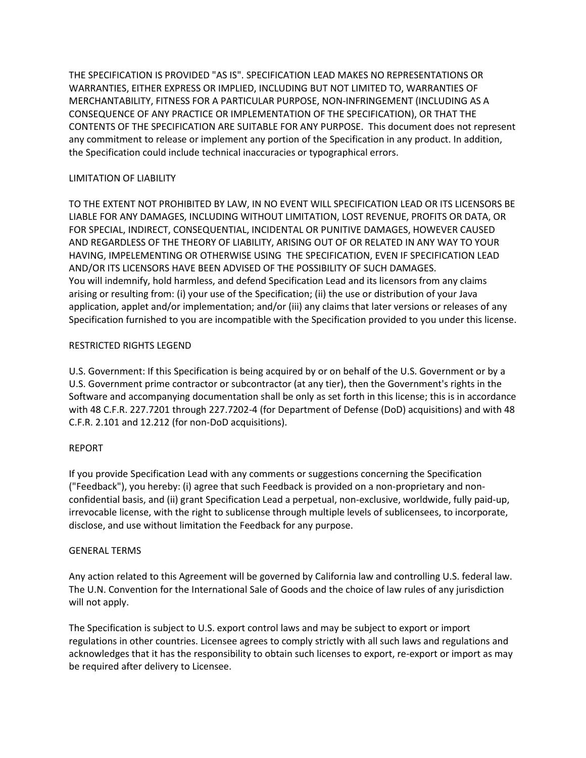THE SPECIFICATION IS PROVIDED "AS IS". SPECIFICATION LEAD MAKES NO REPRESENTATIONS OR WARRANTIES, EITHER EXPRESS OR IMPLIED, INCLUDING BUT NOT LIMITED TO, WARRANTIES OF MERCHANTABILITY, FITNESS FOR A PARTICULAR PURPOSE, NON-INFRINGEMENT (INCLUDING AS A CONSEQUENCE OF ANY PRACTICE OR IMPLEMENTATION OF THE SPECIFICATION), OR THAT THE CONTENTS OF THE SPECIFICATION ARE SUITABLE FOR ANY PURPOSE. This document does not represent any commitment to release or implement any portion of the Specification in any product. In addition, the Specification could include technical inaccuracies or typographical errors.

## LIMITATION OF LIABILITY

TO THE EXTENT NOT PROHIBITED BY LAW, IN NO EVENT WILL SPECIFICATION LEAD OR ITS LICENSORS BE LIABLE FOR ANY DAMAGES, INCLUDING WITHOUT LIMITATION, LOST REVENUE, PROFITS OR DATA, OR FOR SPECIAL, INDIRECT, CONSEQUENTIAL, INCIDENTAL OR PUNITIVE DAMAGES, HOWEVER CAUSED AND REGARDLESS OF THE THEORY OF LIABILITY, ARISING OUT OF OR RELATED IN ANY WAY TO YOUR HAVING, IMPELEMENTING OR OTHERWISE USING THE SPECIFICATION, EVEN IF SPECIFICATION LEAD AND/OR ITS LICENSORS HAVE BEEN ADVISED OF THE POSSIBILITY OF SUCH DAMAGES.
You will indemnify, hold harmless, and defend Specification Lead and its licensors from any claims arising or resulting from: (i) your use of the Specification; (ii) the use or distribution of your Java application, applet and/or implementation; and/or (iii) any claims that later versions or releases of any Specification furnished to you are incompatible with the Specification provided to you under this license.

## RESTRICTED RIGHTS LEGEND

U.S. Government: If this Specification is being acquired by or on behalf of the U.S. Government or by a U.S. Government prime contractor or subcontractor (at any tier), then the Government's rights in the Software and accompanying documentation shall be only as set forth in this license; this is in accordance with 48 C.F.R. 227.7201 through 227.7202-4 (for Department of Defense (DoD) acquisitions) and with 48 C.F.R. 2.101 and 12.212 (for non-DoD acquisitions).

## REPORT

If you provide Specification Lead with any comments or suggestions concerning the Specification ("Feedback"), you hereby: (i) agree that such Feedback is provided on a non-proprietary and non-confidential basis, and (ii) grant Specification Lead a perpetual, non-exclusive, worldwide, fully paid-up, irrevocable license, with the right to sublicense through multiple levels of sublicensees, to incorporate, disclose, and use without limitation the Feedback for any purpose.

## GENERAL TERMS

Any action related to this Agreement will be governed by California law and controlling U.S. federal law. The U.N. Convention for the International Sale of Goods and the choice of law rules of any jurisdiction will not apply.

The Specification is subject to U.S. export control laws and may be subject to export or import regulations in other countries. Licensee agrees to comply strictly with all such laws and regulations and acknowledges that it has the responsibility to obtain such licenses to export, re-export or import as may be required after delivery to Licensee.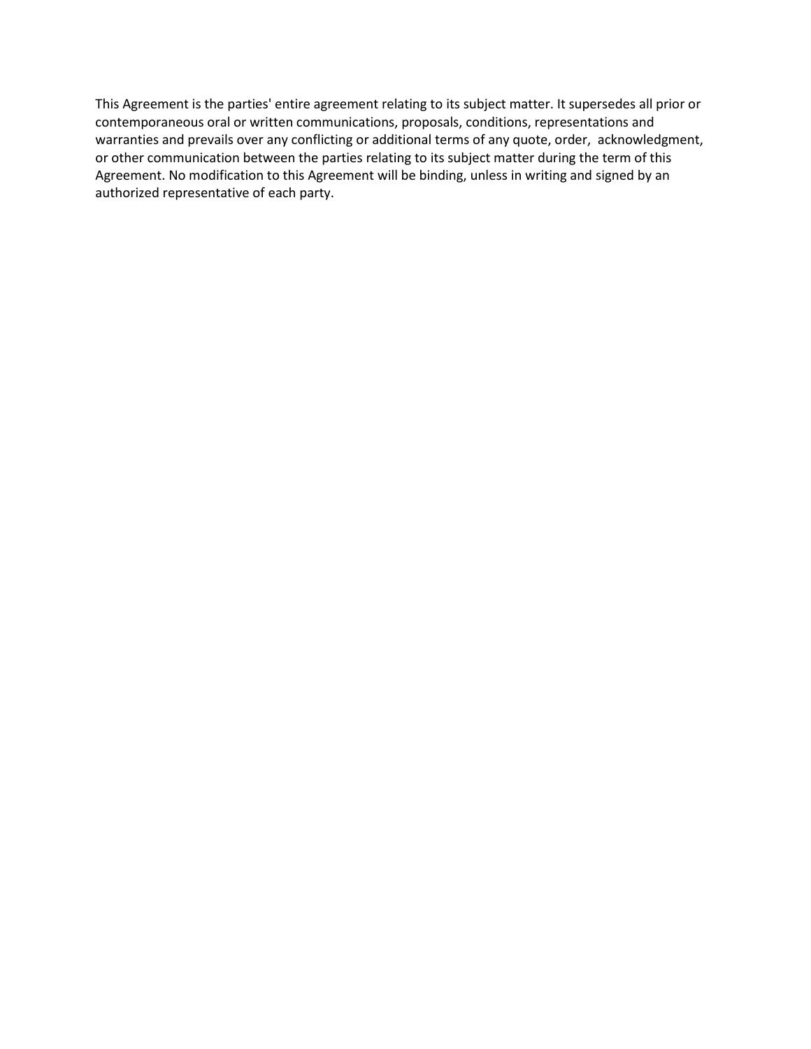This Agreement is the parties' entire agreement relating to its subject matter. It supersedes all prior or contemporaneous oral or written communications, proposals, conditions, representations and warranties and prevails over any conflicting or additional terms of any quote, order, acknowledgment, or other communication between the parties relating to its subject matter during the term of this Agreement. No modification to this Agreement will be binding, unless in writing and signed by an authorized representative of each party.